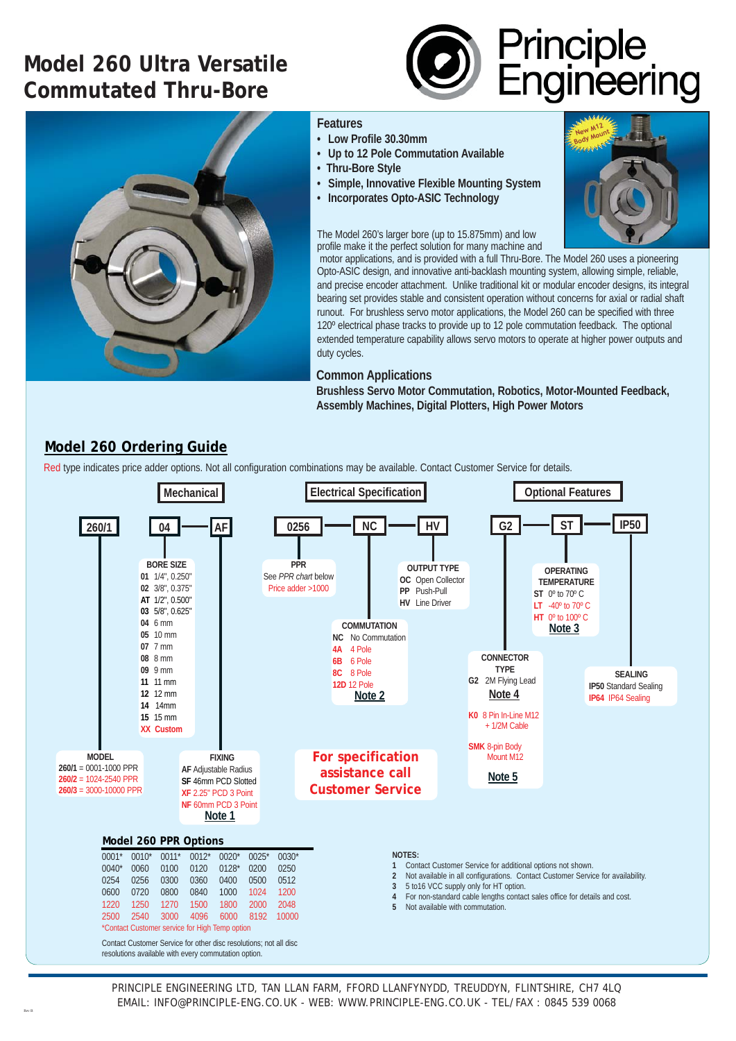# Model 260 Ultra Versatile Commutated Thru-Bore

Principle Engineering

## Features

- Low Profile 30.30mm
- Up to 12 Pole Commutation Available
- Thru-Bore Style
- Simple, Innovative Flexible Mounting System
- Incorporates Opto-ASIC Technology

New M12 Body Mount

The Model 260's larger bore (up to 15.875mm) and low profile make it the perfect solution for many machine and motor applications, and is provided with a full Thru-Bore. The Model 260 uses a pioneering Opto-ASIC design, and innovative anti-backlash mounting system, allowing simple, reliable, and precise encoder attachment. Unlike traditional kit or modular encoder designs, its integral bearing set provides stable and consistent operation without concerns for axial or radial shaft runout. For brushless servo motor applications, the Model 260 can be specified with three 120º electrical phase tracks to provide up to 12 pole commutation feedback. The optional extended temperature capability allows servo motors to operate at higher power outputs and duty cycles.

### Common Applications

**Brushless Servo Motor Commutation, Robotics, Motor-Mounted Feedback, Assembly Machines, Digital Plotters, High Power Motors**

## Model 260 Ordering Guide

Red type indicates price adder options. Not all configuration combinations may be available. Contact Customer Service for details.

**Mechanical** | **Electrical Specification** | **Optional Features**

260/1 – 04 – AF – 0256 – NC – HV – G2 – ST – IP50

**MODEL**
- 260/1 = 0001-1000 PPR
- 260/2 = 1024-2540 PPR
- 260/3 = 3000-10000 PPR

**BORE SIZE**
- 01 1/4", 0.250"
- 02 3/8", 0.375"
- AT 1/2", 0.500"
- 03 5/8", 0.625"
- 04 6 mm
- 05 10 mm
- 07 7 mm
- 08 8 mm
- 09 9 mm
- 11 11 mm
- 12 12 mm
- 14 14mm
- 15 15 mm
- XX Custom

**FIXING**
- AF Adjustable Radius
- SF 46mm PCD Slotted
- XF 2.25" PCD 3 Point
- NF 60mm PCD 3 Point

Note 1

**PPR**
See *PPR chart* below
Price adder >1000

**COMMUTATION**
- NC No Commutation
- 4A 4 Pole
- 6B 6 Pole
- 8C 8 Pole
- 12D 12 Pole

Note 2

**OUTPUT TYPE**
- OC Open Collector
- PP Push-Pull
- HV Line Driver

**CONNECTOR TYPE**
- G2 2M Flying Lead

Note 4

- K0 8 Pin In-Line M12 + 1/2M Cable
- SMK 8-pin Body Mount M12

Note 5

**OPERATING TEMPERATURE**
- ST 0º to 70º C
- LT -40º to 70º C
- HT 0º to 100º C

Note 3

**SEALING**
- IP50 Standard Sealing
- IP64 IP64 Sealing

**For specification assistance call Customer Service**

### Model 260 PPR Options

| | | | | | | |
|---|---|---|---|---|---|---|
| 0001* | 0010* | 0011* | 0012* | 0020* | 0025* | 0030* |
| 0040* | 0060 | 0100 | 0120 | 0128* | 0200 | 0250 |
| 0254 | 0256 | 0300 | 0360 | 0400 | 0500 | 0512 |
| 0600 | 0720 | 0800 | 0840 | 1000 | 1024 | 1200 |
| 1220 | 1250 | 1270 | 1500 | 1800 | 2000 | 2048 |
| 2500 | 2540 | 3000 | 4096 | 6000 | 8192 | 10000 |

*Contact Customer service for High Temp option

Contact Customer Service for other disc resolutions; not all disc resolutions available with every commutation option.

**NOTES:**
1. Contact Customer Service for additional options not shown.
2. Not available in all configurations. Contact Customer Service for availability.
3. 5 to16 VCC supply only for HT option.
4. For non-standard cable lengths contact sales office for details and cost.
5. Not available with commutation.

PRINCIPLE ENGINEERING LTD, TAN LLAN FARM, FFORD LLANFYNYDD, TREUDDYN, FLINTSHIRE, CH7 4LQ
EMAIL: INFO@PRINCIPLE-ENG.CO.UK - WEB: WWW.PRINCIPLE-ENG.CO.UK - TEL/ FAX : 0845 539 0068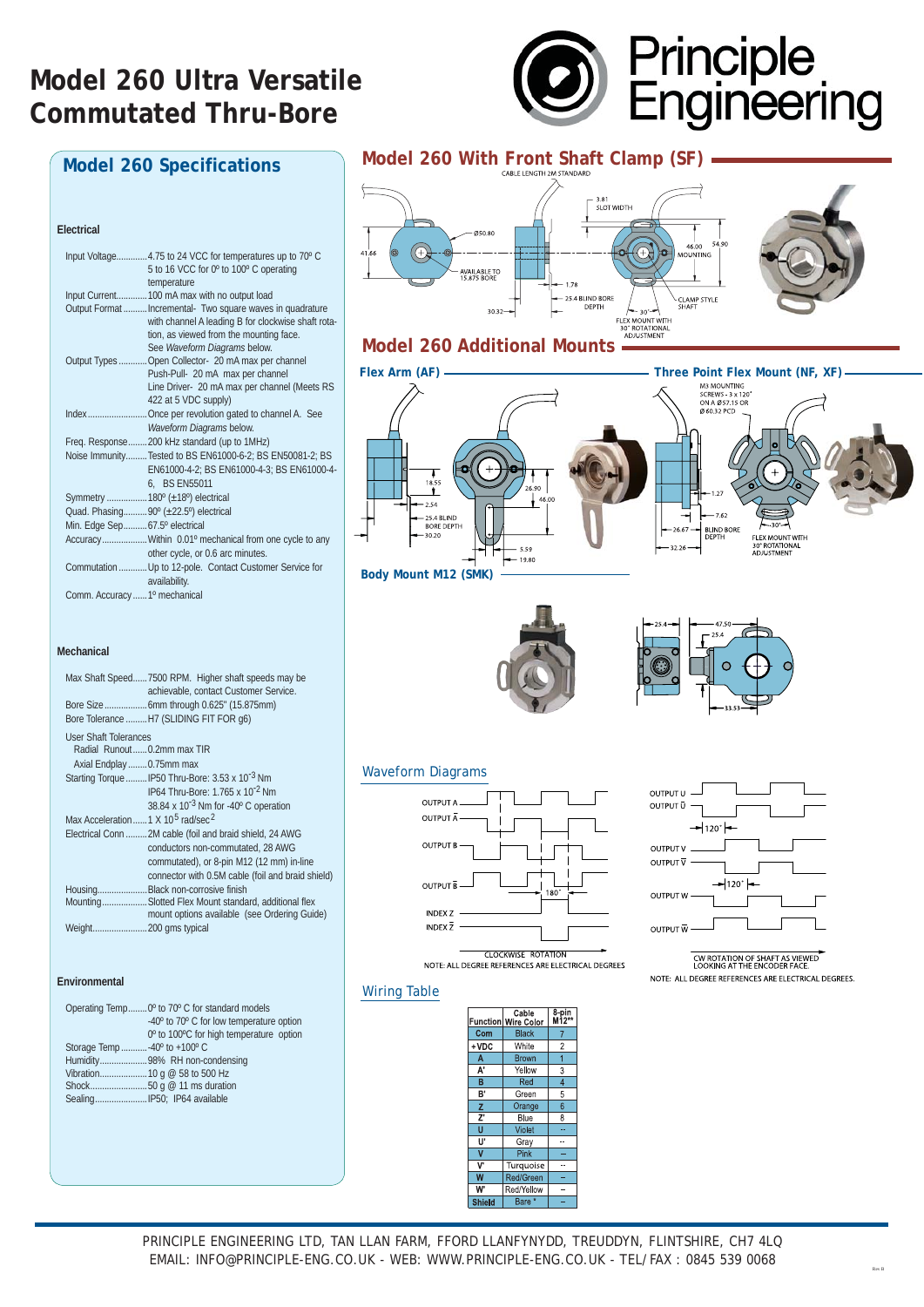# Model 260 Ultra Versatile Commutated Thru-Bore

Principle Engineering

## Model 260 Specifications

### Electrical

- Input Voltage............4.75 to 24 VCC for temperatures up to 70º C
  5 to 16 VCC for 0º to 100º C operating temperature
- Input Current............100 mA max with no output load
- Output Format.........Incremental- Two square waves in quadrature with channel A leading B for clockwise shaft rotation, as viewed from the mounting face. See *Waveform Diagrams* below.
- Output Types...........Open Collector- 20 mA max per channel
  Push-Pull- 20 mA max per channel
  Line Driver- 20 mA max per channel (Meets RS 422 at 5 VDC supply)
- Index.........................Once per revolution gated to channel A. See *Waveform Diagrams* below.
- Freq. Response........200 kHz standard (up to 1MHz)
- Noise Immunity........Tested to BS EN61000-6-2; BS EN50081-2; BS EN61000-4-2; BS EN61000-4-3; BS EN61000-4-6, BS EN55011
- Symmetry.................180º (±18º) electrical
- Quad. Phasing..........90º (±22.5º) electrical
- Min. Edge Sep..........67.5º electrical
- Accuracy...................Within 0.01º mechanical from one cycle to any other cycle, or 0.6 arc minutes.
- Commutation...........Up to 12-pole. Contact Customer Service for availability.
- Comm. Accuracy......1º mechanical

### Mechanical

- Max Shaft Speed......7500 RPM. Higher shaft speeds may be achievable, contact Customer Service.
- Bore Size.................6mm through 0.625" (15.875mm)
- Bore Tolerance.........H7 (SLIDING FIT FOR g6)
- User Shaft Tolerances
  - Radial Runout......0.2mm max TIR
  - Axial Endplay........0.75mm max
- Starting Torque.........IP50 Thru-Bore: 3.53 x $10^{-3}$ Nm
  IP64 Thru-Bore: 1.765 x $10^{-2}$ Nm
  38.84 x $10^{-3}$ Nm for -40º C operation
- Max Acceleration......1 X $10^{5}$ rad/sec$^{2}$
- Electrical Conn.........2M cable (foil and braid shield, 24 AWG conductors non-commutated, 28 AWG commutated), or 8-pin M12 (12 mm) in-line connector with 0.5M cable (foil and braid shield)
- Housing.....................Black non-corrosive finish
- Mounting...................Slotted Flex Mount standard, additional flex mount options available (see Ordering Guide)
- Weight........................200 gms typical

### Environmental

- Operating Temp........0º to 70º C for standard models
  -40º to 70º C for low temperature option
  0º to 100ºC for high temperature option
- Storage Temp...........-40º to +100º C
- Humidity.....................98% RH non-condensing
- Vibration.....................10 g @ 58 to 500 Hz
- Shock.........................50 g @ 11 ms duration
- Sealing.......................IP50; IP64 available

## Model 260 With Front Shaft Clamp (SF)

CABLE LENGTH 2M STANDARD
3.81 SLOT WIDTH
Ø50.80
41.66
AVAILABLE TO 15.875 BORE
1.78
25.4 BLIND BORE DEPTH
30.32
46.00 MOUNTING
54.90
CLAMP STYLE SHAFT
30°
FLEX MOUNT WITH 30° ROTATIONAL ADJUSTMENT

## Model 260 Additional Mounts

### Flex Arm (AF)

18.55
2.54
25.4 BLIND BORE DEPTH
30.20
26.90
46.00
5.59
19.80

### Three Point Flex Mount (NF, XF)

M3 MOUNTING SCREWS - 3 x 120° ON A Ø57.15 OR Ø 60.32 PCD
1.27
7.62
26.67
BLIND BORE DEPTH
32.26
30°
FLEX MOUNT WITH 30° ROTATIONAL ADJUSTMENT

### Body Mount M12 (SMK)

25.4
47.50
25.4
33.53

## Waveform Diagrams

OUTPUT A
OUTPUT $\bar{A}$
OUTPUT B
OUTPUT $\bar{B}$
180°
INDEX Z
INDEX $\bar{Z}$
CLOCKWISE ROTATION
NOTE: ALL DEGREE REFERENCES ARE ELECTRICAL DEGREES

OUTPUT U
OUTPUT $\bar{U}$
120°
OUTPUT V
OUTPUT $\bar{V}$
120°
OUTPUT W
OUTPUT $\bar{W}$
CW ROTATION OF SHAFT AS VIEWED LOOKING AT THE ENCODER FACE.
NOTE: ALL DEGREE REFERENCES ARE ELECTRICAL DEGREES.

## Wiring Table

| Function | Cable Wire Color | 8-pin M12** |
|---|---|---|
| Com | Black | 7 |
| +VDC | White | 2 |
| A | Brown | 1 |
| A' | Yellow | 3 |
| B | Red | 4 |
| B' | Green | 5 |
| Z | Orange | 6 |
| Z' | Blue | 8 |
| U | Violet | -- |
| U' | Gray | -- |
| V | Pink | -- |
| V' | Turquoise | -- |
| W | Red/Green | -- |
| W' | Red/Yellow | -- |
| Shield | Bare * | -- |

PRINCIPLE ENGINEERING LTD, TAN LLAN FARM, FFORD LLANFYNYDD, TREUDDYN, FLINTSHIRE, CH7 4LQ
EMAIL: INFO@PRINCIPLE-ENG.CO.UK - WEB: WWW.PRINCIPLE-ENG.CO.UK - TEL/FAX : 0845 539 0068